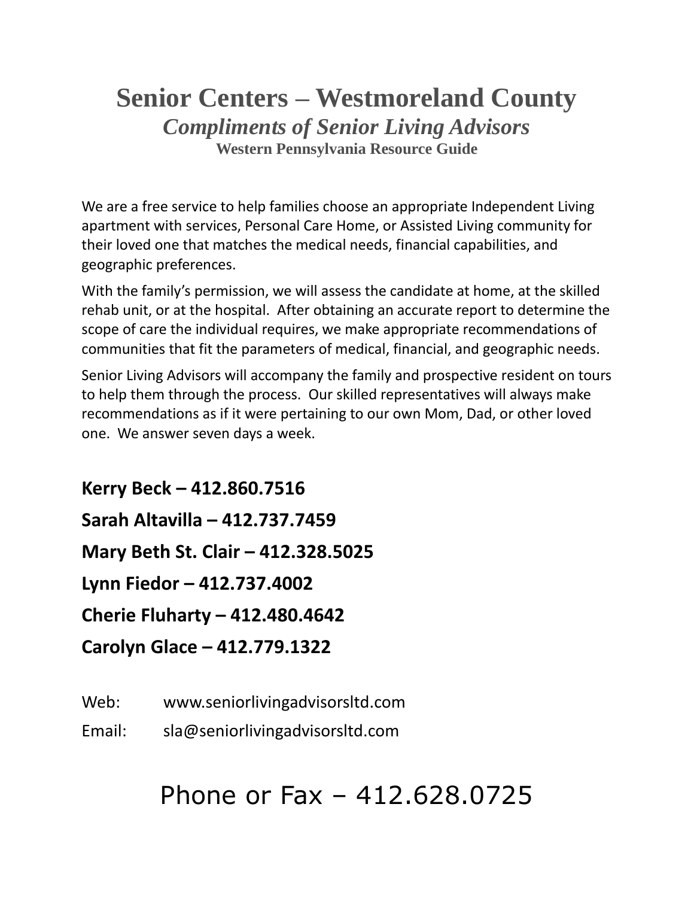# Senior Centers – Westmoreland County

## *Compliments of Senior Living Advisors*

### Western Pennsylvania Resource Guide

We are a free service to help families choose an appropriate Independent Living apartment with services, Personal Care Home, or Assisted Living community for their loved one that matches the medical needs, financial capabilities, and geographic preferences.

With the family's permission, we will assess the candidate at home, at the skilled rehab unit, or at the hospital. After obtaining an accurate report to determine the scope of care the individual requires, we make appropriate recommendations of communities that fit the parameters of medical, financial, and geographic needs.

Senior Living Advisors will accompany the family and prospective resident on tours to help them through the process. Our skilled representatives will always make recommendations as if it were pertaining to our own Mom, Dad, or other loved one. We answer seven days a week.

**Kerry Beck – 412.860.7516**

**Sarah Altavilla – 412.737.7459**

**Mary Beth St. Clair – 412.328.5025**

**Lynn Fiedor – 412.737.4002**

**Cherie Fluharty – 412.480.4642**

**Carolyn Glace – 412.779.1322**

Web: www.seniorlivingadvisorsltd.com

Email: sla@seniorlivingadvisorsltd.com

Phone or Fax – 412.628.0725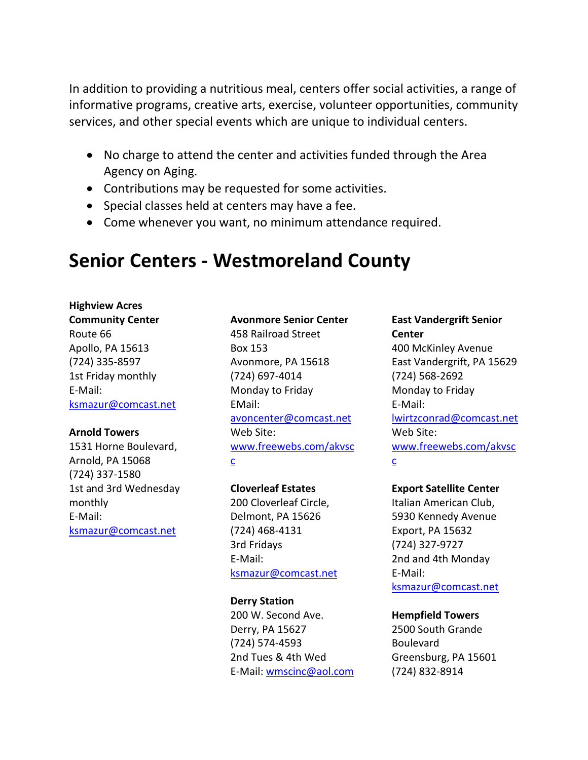In addition to providing a nutritious meal, centers offer social activities, a range of informative programs, creative arts, exercise, volunteer opportunities, community services, and other special events which are unique to individual centers.

- No charge to attend the center and activities funded through the Area Agency on Aging.
- Contributions may be requested for some activities.
- Special classes held at centers may have a fee.
- Come whenever you want, no minimum attendance required.

# Senior Centers - Westmoreland County

**Highview Acres Community Center**
Route 66
Apollo, PA 15613
(724) 335-8597
1st Friday monthly
E-Mail:
ksmazur@comcast.net

**Arnold Towers**
1531 Horne Boulevard,
Arnold, PA 15068
(724) 337-1580
1st and 3rd Wednesday monthly
E-Mail:
ksmazur@comcast.net

**Avonmore Senior Center**
458 Railroad Street
Box 153
Avonmore, PA 15618
(724) 697-4014
Monday to Friday
EMail:
avoncenter@comcast.net
Web Site:
www.freewebs.com/akvscc

**Cloverleaf Estates**
200 Cloverleaf Circle,
Delmont, PA 15626
(724) 468-4131
3rd Fridays
E-Mail:
ksmazur@comcast.net

**Derry Station**
200 W. Second Ave.
Derry, PA 15627
(724) 574-4593
2nd Tues & 4th Wed
E-Mail: wmscinc@aol.com

**East Vandergrift Senior Center**
400 McKinley Avenue
East Vandergrift, PA 15629
(724) 568-2692
Monday to Friday
E-Mail:
lwirtzconrad@comcast.net
Web Site:
www.freewebs.com/akvscc

**Export Satellite Center**
Italian American Club,
5930 Kennedy Avenue
Export, PA 15632
(724) 327-9727
2nd and 4th Monday
E-Mail:
ksmazur@comcast.net

**Hempfield Towers**
2500 South Grande Boulevard
Greensburg, PA 15601
(724) 832-8914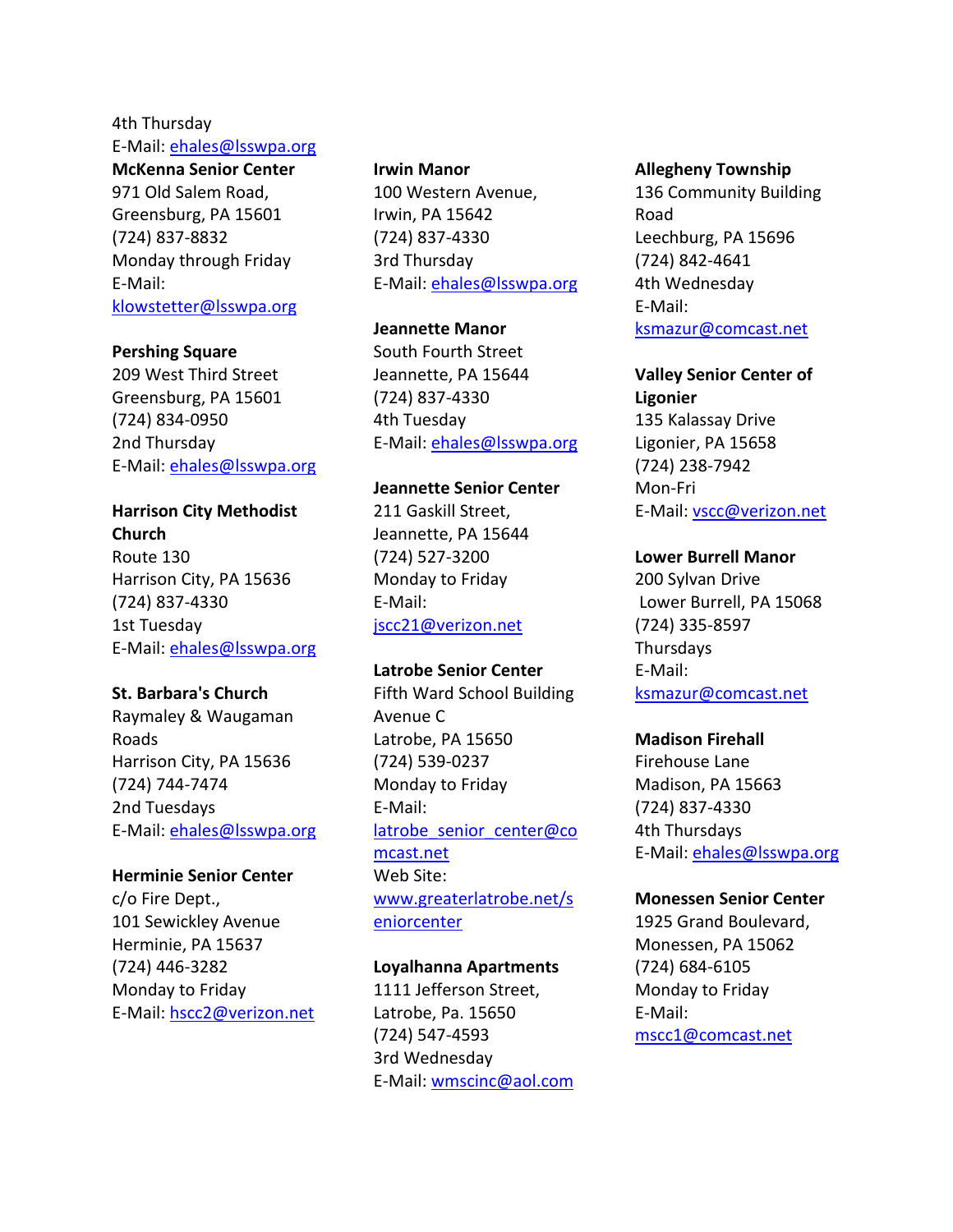4th Thursday
E-Mail: ehales@lsswpa.org

**McKenna Senior Center**
971 Old Salem Road,
Greensburg, PA 15601
(724) 837-8832
Monday through Friday
E-Mail:
klowstetter@lsswpa.org

**Pershing Square**
209 West Third Street
Greensburg, PA 15601
(724) 834-0950
2nd Thursday
E-Mail: ehales@lsswpa.org

**Harrison City Methodist Church**
Route 130
Harrison City, PA 15636
(724) 837-4330
1st Tuesday
E-Mail: ehales@lsswpa.org

**St. Barbara's Church**
Raymaley & Waugaman Roads
Harrison City, PA 15636
(724) 744-7474
2nd Tuesdays
E-Mail: ehales@lsswpa.org

**Herminie Senior Center**
c/o Fire Dept.,
101 Sewickley Avenue
Herminie, PA 15637
(724) 446-3282
Monday to Friday
E-Mail: hscc2@verizon.net

**Irwin Manor**
100 Western Avenue,
Irwin, PA 15642
(724) 837-4330
3rd Thursday
E-Mail: ehales@lsswpa.org

**Jeannette Manor**
South Fourth Street
Jeannette, PA 15644
(724) 837-4330
4th Tuesday
E-Mail: ehales@lsswpa.org

**Jeannette Senior Center**
211 Gaskill Street,
Jeannette, PA 15644
(724) 527-3200
Monday to Friday
E-Mail:
jscc21@verizon.net

**Latrobe Senior Center**
Fifth Ward School Building
Avenue C
Latrobe, PA 15650
(724) 539-0237
Monday to Friday
E-Mail:
latrobe_senior_center@comcast.net
Web Site:
www.greaterlatrobe.net/seniorcenter

**Loyalhanna Apartments**
1111 Jefferson Street,
Latrobe, Pa. 15650
(724) 547-4593
3rd Wednesday
E-Mail: wmscinc@aol.com

**Allegheny Township**
136 Community Building Road
Leechburg, PA 15696
(724) 842-4641
4th Wednesday
E-Mail:
ksmazur@comcast.net

**Valley Senior Center of Ligonier**
135 Kalassay Drive
Ligonier, PA 15658
(724) 238-7942
Mon-Fri
E-Mail: vscc@verizon.net

**Lower Burrell Manor**
200 Sylvan Drive
Lower Burrell, PA 15068
(724) 335-8597
Thursdays
E-Mail:
ksmazur@comcast.net

**Madison Firehall**
Firehouse Lane
Madison, PA 15663
(724) 837-4330
4th Thursdays
E-Mail: ehales@lsswpa.org

**Monessen Senior Center**
1925 Grand Boulevard,
Monessen, PA 15062
(724) 684-6105
Monday to Friday
E-Mail:
mscc1@comcast.net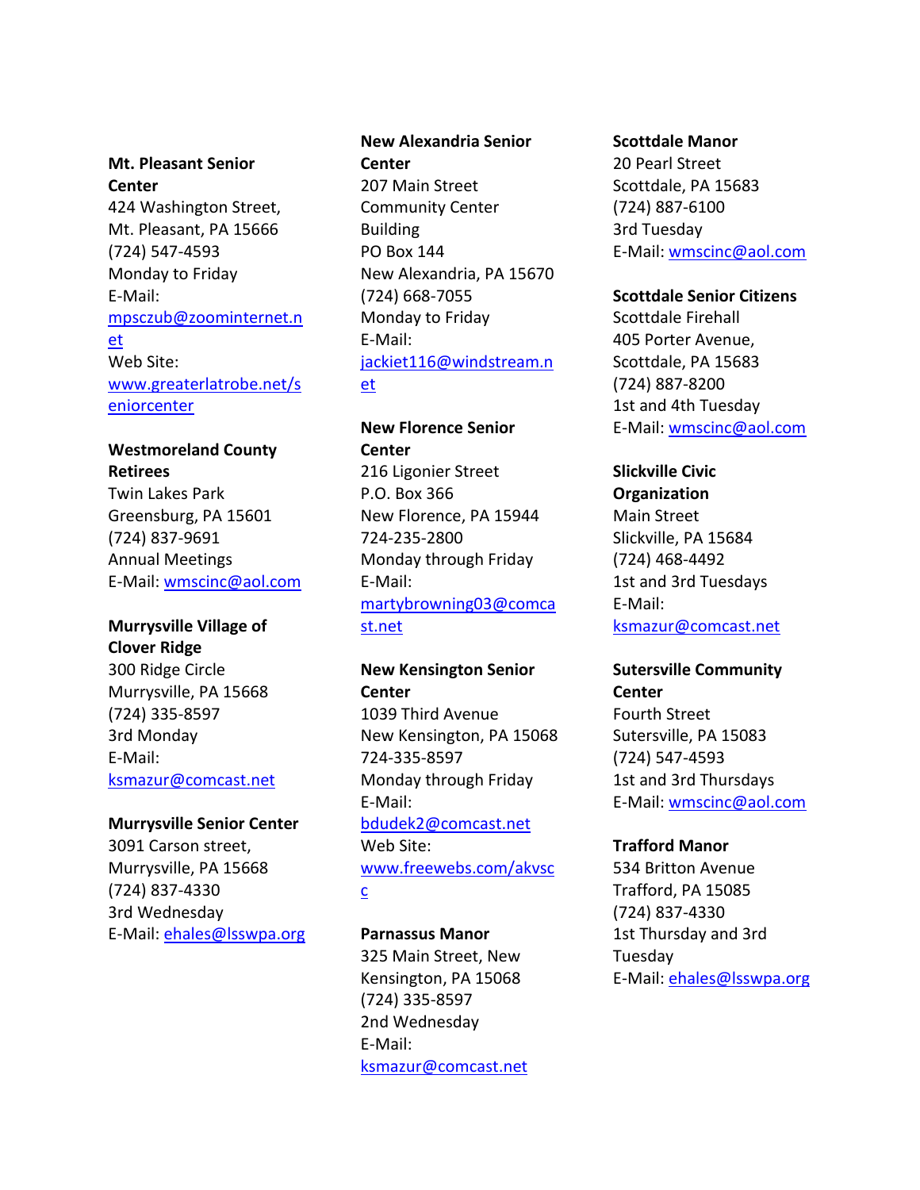**Mt. Pleasant Senior Center**
424 Washington Street,
Mt. Pleasant, PA 15666
(724) 547-4593
Monday to Friday
E-Mail: mpsczub@zoominternet.net
Web Site: www.greaterlatrobe.net/seniorcenter

**Westmoreland County Retirees**
Twin Lakes Park
Greensburg, PA 15601
(724) 837-9691
Annual Meetings
E-Mail: wmscinc@aol.com

**Murrysville Village of Clover Ridge**
300 Ridge Circle
Murrysville, PA 15668
(724) 335-8597
3rd Monday
E-Mail: ksmazur@comcast.net

**Murrysville Senior Center**
3091 Carson street,
Murrysville, PA 15668
(724) 837-4330
3rd Wednesday
E-Mail: ehales@lsswpa.org

**New Alexandria Senior Center**
207 Main Street
Community Center Building
PO Box 144
New Alexandria, PA 15670
(724) 668-7055
Monday to Friday
E-Mail: jackiet116@windstream.net

**New Florence Senior Center**
216 Ligonier Street
P.O. Box 366
New Florence, PA 15944
724-235-2800
Monday through Friday
E-Mail: martybrowning03@comcast.net

**New Kensington Senior Center**
1039 Third Avenue
New Kensington, PA 15068
724-335-8597
Monday through Friday
E-Mail: bdudek2@comcast.net
Web Site: www.freewebs.com/akvscc

**Parnassus Manor**
325 Main Street, New Kensington, PA 15068
(724) 335-8597
2nd Wednesday
E-Mail: ksmazur@comcast.net

**Scottdale Manor**
20 Pearl Street
Scottdale, PA 15683
(724) 887-6100
3rd Tuesday
E-Mail: wmscinc@aol.com

**Scottdale Senior Citizens**
Scottdale Firehall
405 Porter Avenue,
Scottdale, PA 15683
(724) 887-8200
1st and 4th Tuesday
E-Mail: wmscinc@aol.com

**Slickville Civic Organization**
Main Street
Slickville, PA 15684
(724) 468-4492
1st and 3rd Tuesdays
E-Mail: ksmazur@comcast.net

**Sutersville Community Center**
Fourth Street
Sutersville, PA 15083
(724) 547-4593
1st and 3rd Thursdays
E-Mail: wmscinc@aol.com

**Trafford Manor**
534 Britton Avenue
Trafford, PA 15085
(724) 837-4330
1st Thursday and 3rd Tuesday
E-Mail: ehales@lsswpa.org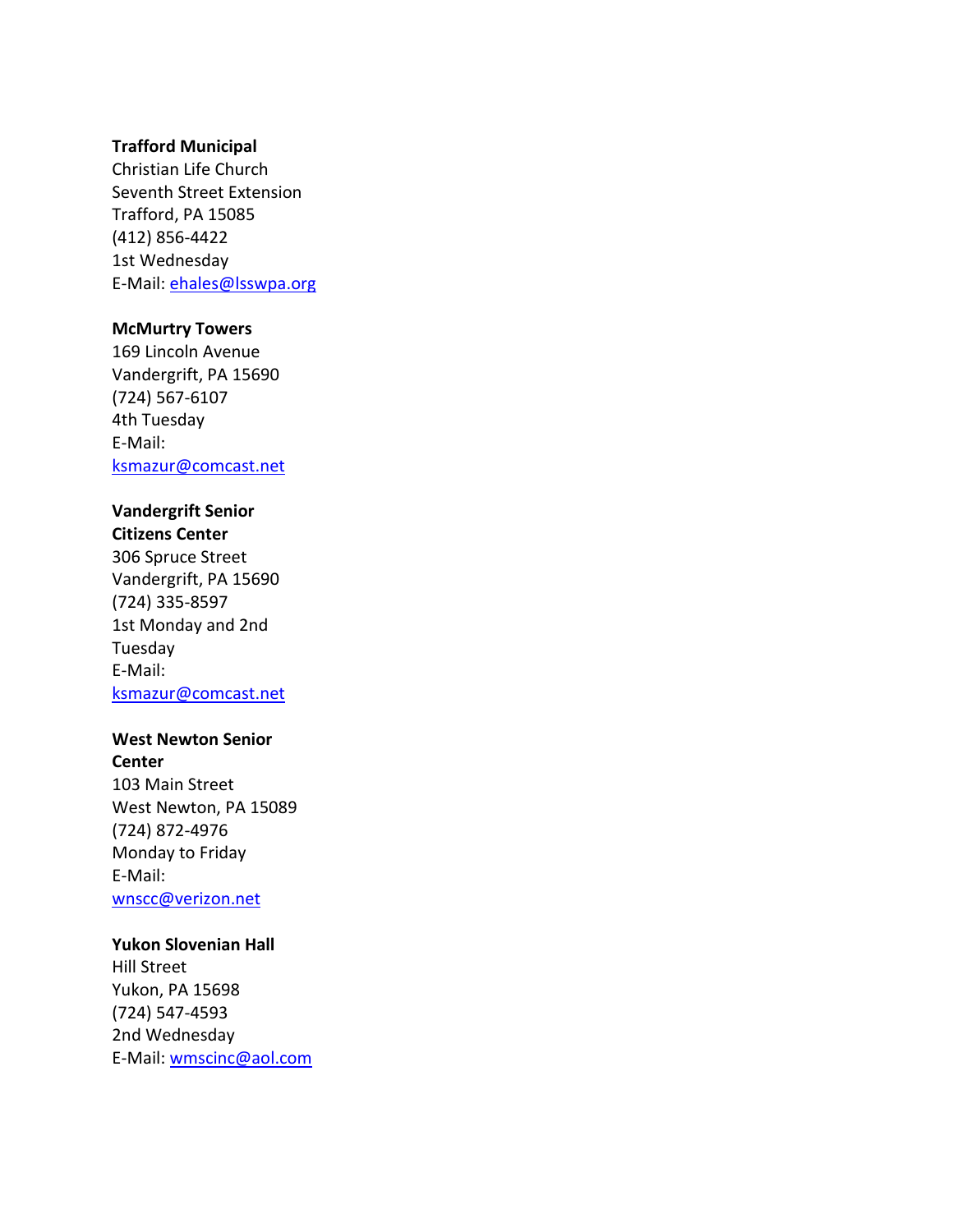**Trafford Municipal**
Christian Life Church
Seventh Street Extension
Trafford, PA 15085
(412) 856-4422
1st Wednesday
E-Mail: ehales@lsswpa.org

**McMurtry Towers**
169 Lincoln Avenue
Vandergrift, PA 15690
(724) 567-6107
4th Tuesday
E-Mail:
ksmazur@comcast.net

**Vandergrift Senior Citizens Center**
306 Spruce Street
Vandergrift, PA 15690
(724) 335-8597
1st Monday and 2nd Tuesday
E-Mail:
ksmazur@comcast.net

**West Newton Senior Center**
103 Main Street
West Newton, PA 15089
(724) 872-4976
Monday to Friday
E-Mail:
wnscc@verizon.net

**Yukon Slovenian Hall**
Hill Street
Yukon, PA 15698
(724) 547-4593
2nd Wednesday
E-Mail: wmscinc@aol.com